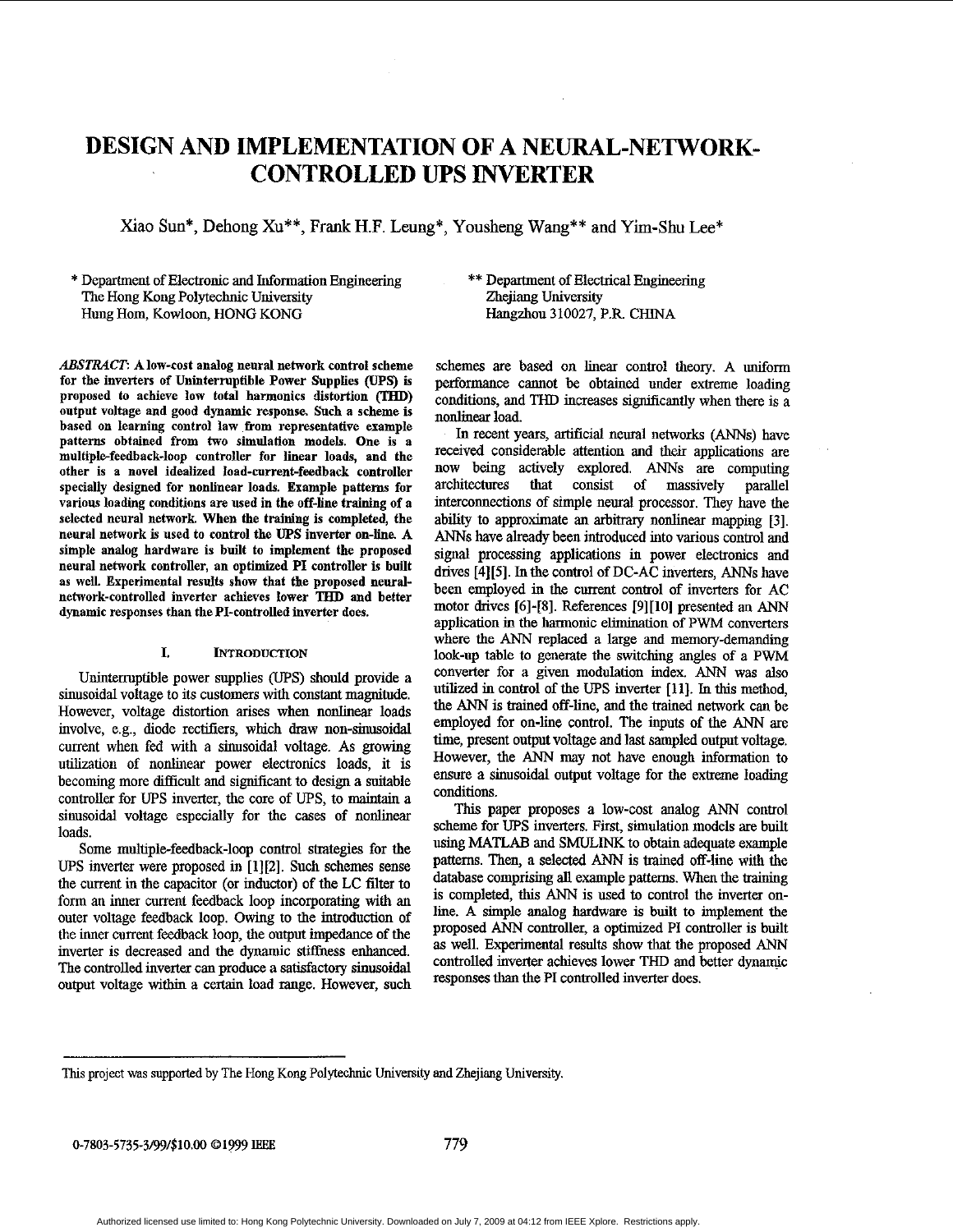# DESIGN AND IMPLEMENTATION OF A NEURAL-NETWORK-CONTROLLED UPS INVERTER

Xiao Sun*, Dehong Xu**, Frank H.F. Leung*, Yousheng Wang** and Yim-Shu Lee*

\* Department of Electronic and Information Engineering
The Hong Kong Polytechnic University
Hung Hom, Kowloon, HONG KONG

\*\* Department of Electrical Engineering
Zhejiang University
Hangzhou 310027, P.R. CHINA

*ABSTRACT*: **A low-cost analog neural network control scheme for the inverters of Uninterruptible Power Supplies (UPS) is proposed to achieve low total harmonics distortion (THD) output voltage and good dynamic response. Such a scheme is based on learning control law from representative example patterns obtained from two simulation models. One is a multiple-feedback-loop controller for linear loads, and the other is a novel idealized load-current-feedback controller specially designed for nonlinear loads. Example patterns for various loading conditions are used in the off-line training of a selected neural network. When the training is completed, the neural network is used to control the UPS inverter on-line. A simple analog hardware is built to implement the proposed neural network controller, an optimized PI controller is built as well. Experimental results shows that the proposed neural-network-controlled inverter achieves lower THD and better dynamic responses than the PI-controlled inverter does.**

## I. INTRODUCTION

Uninterruptible power supplies (UPS) should provide a sinusoidal voltage to its customers with constant magnitude. However, voltage distortion arises when nonlinear loads involve, e.g., diode rectifiers, which draw non-sinusoidal current when fed with a sinusoidal voltage. As growing utilization of nonlinear power electronics loads, it is becoming more difficult and significant to design a suitable controller for UPS inverter, the core of UPS, to maintain a sinusoidal voltage especially for the cases of nonlinear loads.

Some multiple-feedback-loop control strategies for the UPS inverter were proposed in [1][2]. Such schemes sense the current in the capacitor (or inductor) of the LC filter to form an inner current feedback loop incorporating with an outer voltage feedback loop. Owing to the introduction of the inner current feedback loop, the output impedance of the inverter is decreased and the dynamic stiffness enhanced. The controlled inverter can produce a satisfactory sinusoidal output voltage within a certain load range. However, such schemes are based on linear control theory. A uniform performance cannot be obtained under extreme loading conditions, and THD increases significantly when there is a nonlinear load.

In recent years, artificial neural networks (ANNs) have received considerable attention and their applications are now being actively explored. ANNs are computing architectures that consist of massively parallel interconnections of simple neural processor. They have the ability to approximate an arbitrary nonlinear mapping [3]. ANNs have already been introduced into various control and signal processing applications in power electronics and drives [4][5]. In the control of DC-AC inverters, ANNs have been employed in the current control of inverters for AC motor drives [6]-[8]. References [9][10] presented an ANN application in the harmonic elimination of PWM converters where the ANN replaced a large and memory-demanding look-up table to generate the switching angles of a PWM converter for a given modulation index. ANN was also utilized in control of the UPS inverter [11]. In this method, the ANN is trained off-line, and the trained network can be employed for on-line control. The inputs of the ANN are time, present output voltage and last sampled output voltage. However, the ANN may not have enough information to ensure a sinusoidal output voltage for the extreme loading conditions.

This paper proposes a low-cost analog ANN control scheme for UPS inverters. First, simulation models are built using MATLAB and SMULINK to obtain adequate example patterns. Then, a selected ANN is trained off-line with the database comprising all example patterns. When the training is completed, this ANN is used to control the inverter on-line. A simple analog hardware is built to implement the proposed ANN controller, a optimized PI controller is built as well. Experimental results show that the proposed ANN controlled inverter achieves lower THD and better dynamic responses than the PI controlled inverter does.

---

This project was supported by The Hong Kong Polytechnic University and Zhejiang University.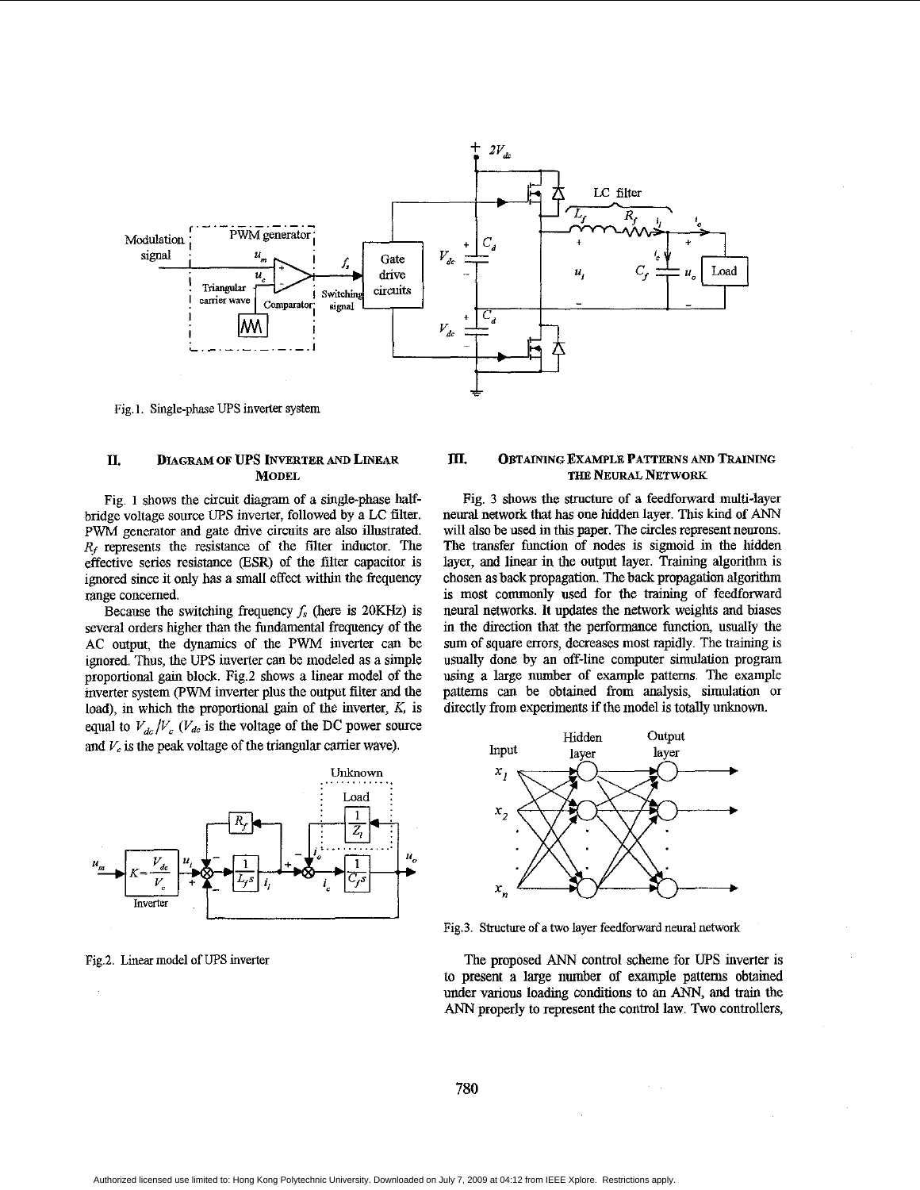Fig.1. Single-phase UPS inverter system

## II. Diagram of UPS Inverter and Linear Model

Fig. 1 shows the circuit diagram of a single-phase half-bridge voltage source UPS inverter, followed by a LC filter. PWM generator and gate drive circuits are also illustrated. $R_f$ represents the resistance of the filter inductor. The effective series resistance (ESR) of the filter capacitor is ignored since it only has a small effect within the frequency range concerned.

Because the switching frequency $f_s$ (here is 20KHz) is several orders higher than the fundamental frequency of the AC output, the dynamics of the PWM inverter can be ignored. Thus, the UPS inverter can be modeled as a simple proportional gain block. Fig.2 shows a linear model of the inverter system (PWM inverter plus the output filter and the load), in which the proportional gain of the inverter, $K$, is equal to $V_{dc}/V_c$ ($V_{dc}$ is the voltage of the DC power source and $V_c$ is the peak voltage of the triangular carrier wave).

Fig.2. Linear model of UPS inverter

## III. Obtaining Example Patterns and Training the Neural Network

Fig. 3 shows the structure of a feedforward multi-layer neural network that has one hidden layer. This kind of ANN will also be used in this paper. The circles represent neurons. The transfer function of nodes is sigmoid in the hidden layer, and linear in the output layer. Training algorithm is chosen as back propagation. The back propagation algorithm is most commonly used for the training of feedforward neural networks. It updates the network weights and biases in the direction that the performance function, usually the sum of square errors, decreases most rapidly. The training is usually done by an off-line computer simulation program using a large number of example patterns. The example patterns can be obtained from analysis, simulation or directly from experiments if the model is totally unknown.

Fig.3. Structure of a two layer feedforward neural network

The proposed ANN control scheme for UPS inverter is to present a large number of example patterns obtained under various loading conditions to an ANN, and train the ANN properly to represent the control law. Two controllers,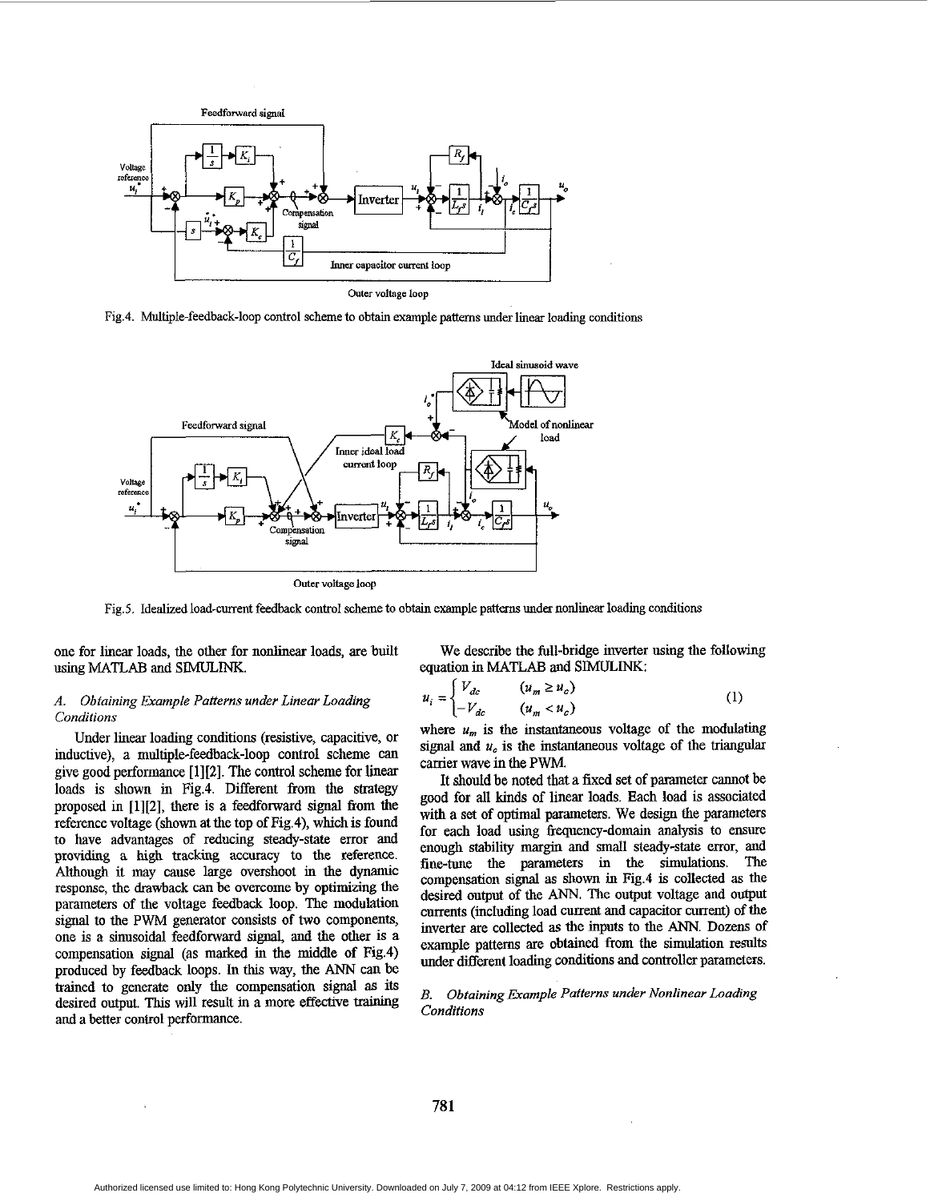Fig.4. Multiple-feedback-loop control scheme to obtain example patterns under linear loading conditions

Fig.5. Idealized load-current feedback control scheme to obtain example patterns under nonlinear loading conditions

one for linear loads, the other for nonlinear loads, are built using MATLAB and SIMULINK.

### *A. Obtaining Example Patterns under Linear Loading Conditions*

Under linear loading conditions (resistive, capacitive, or inductive), a multiple-feedback-loop control scheme can give good performance [1][2]. The control scheme for linear loads is shown in Fig.4. Different from the strategy proposed in [1][2], there is a feedforward signal from the reference voltage (shown at the top of Fig.4), which is found to have advantages of reducing steady-state error and providing a high tracking accuracy to the reference. Although it may cause large overshoot in the dynamic response, the drawback can be overcome by optimizing the parameters of the voltage feedback loop. The modulation signal to the PWM generator consists of two components, one is a sinusoidal feedforward signal, and the other is a compensation signal (as marked in the middle of Fig.4) produced by feedback loops. In this way, the ANN can be trained to generate only the compensation signal as its desired output. This will result in a more effective training and a better control performance.

We describe the full-bridge inverter using the following equation in MATLAB and SIMULINK:

$$u_i = \begin{cases} V_{dc} & (u_m \geq u_c) \\ -V_{dc} & (u_m < u_c) \end{cases} \quad (1)$$

where $u_m$ is the instantaneous voltage of the modulating signal and $u_c$ is the instantaneous voltage of the triangular carrier wave in the PWM.

It should be noted that a fixed set of parameter cannot be good for all kinds of linear loads. Each load is associated with a set of optimal parameters. We design the parameters for each load using frequency-domain analysis to ensure enough stability margin and small steady-state error, and fine-tune the parameters in the simulations. The compensation signal as shown in Fig.4 is collected as the desired output of the ANN. The output voltage and output currents (including load current and capacitor current) of the inverter are collected as the inputs to the ANN. Dozens of example patterns are obtained from the simulation results under different loading conditions and controller parameters.

### *B. Obtaining Example Patterns under Nonlinear Loading Conditions*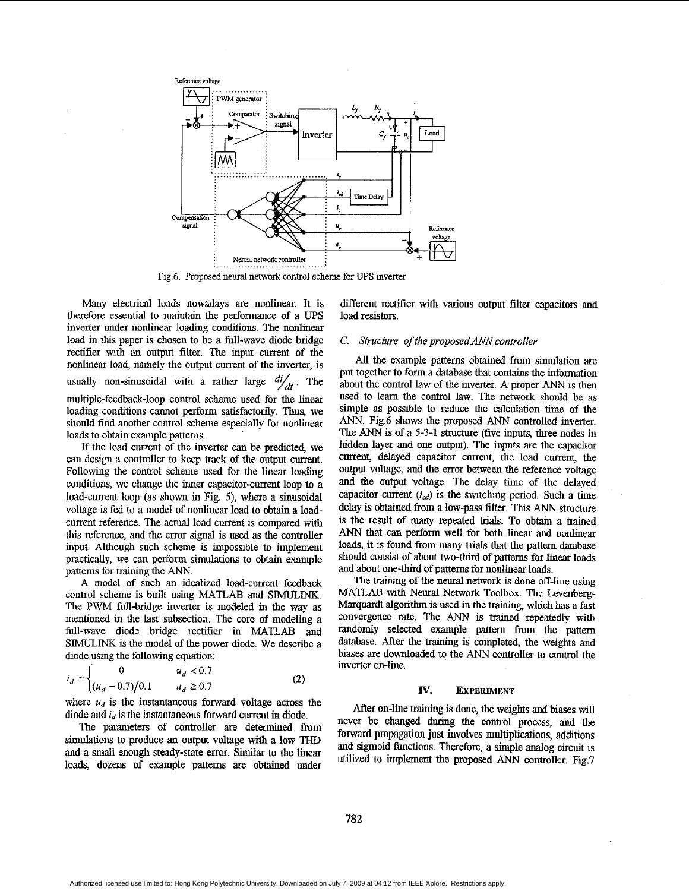Fig.6. Proposed neural network control scheme for UPS inverter

Many electrical loads nowadays are nonlinear. It is therefore essential to maintain the performance of a UPS inverter under nonlinear loading conditions. The nonlinear load in this paper is chosen to be a full-wave diode bridge rectifier with an output filter. The input current of the nonlinear load, namely the output current of the inverter, is usually non-sinusoidal with a rather large $di/dt$. The multiple-feedback-loop control scheme used for the linear loading conditions cannot perform satisfactorily. Thus, we should find another control scheme especially for nonlinear loads to obtain example patterns.

If the load current of the inverter can be predicted, we can design a controller to keep track of the output current. Following the control scheme used for the linear loading conditions, we change the inner capacitor-current loop to a load-current loop (as shown in Fig. 5), where a sinusoidal voltage is fed to a model of nonlinear load to obtain a load-current reference. The actual load current is compared with this reference, and the error signal is used as the controller input. Although such scheme is impossible to implement practically, we can perform simulations to obtain example patterns for training the ANN.

A model of such an idealized load-current feedback control scheme is built using MATLAB and SIMULINK. The PWM full-bridge inverter is modeled in the way as mentioned in the last subsection. The core of modeling a full-wave diode bridge rectifier in MATLAB and SIMULINK is the model of the power diode. We describe a diode using the following equation:

$$i_d = \begin{cases} 0 & u_d < 0.7 \\ (u_d - 0.7)/0.1 & u_d \geq 0.7 \end{cases} \tag{2}$$

where $u_d$ is the instantaneous forward voltage across the diode and $i_d$ is the instantaneous forward current in diode.

The parameters of controller are determined from simulations to produce an output voltage with a low THD and a small enough steady-state error. Similar to the linear loads, dozens of example patterns are obtained under different rectifier with various output filter capacitors and load resistors.

### C. Structure of the proposed ANN controller

All the example patterns obtained from simulation are put together to form a database that contains the information about the control law of the inverter. A proper ANN is then used to learn the control law. The network should be as simple as possible to reduce the calculation time of the ANN. Fig.6 shows the proposed ANN controlled inverter. The ANN is of a 5-3-1 structure (five inputs, three nodes in hidden layer and one output). The inputs are the capacitor current, delayed capacitor current, the load current, the output voltage, and the error between the reference voltage and the output voltage. The delay time of the delayed capacitor current ($i_{cd}$) is the switching period. Such a time delay is obtained from a low-pass filter. This ANN structure is the result of many repeated trials. To obtain a trained ANN that can perform well for both linear and nonlinear loads, it is found from many trials that the pattern database should consist of about two-third of patterns for linear loads and about one-third of patterns for nonlinear loads.

The training of the neural network is done off-line using MATLAB with Neural Network Toolbox. The Levenberg-Marquardt algorithm is used in the training, which has a fast convergence rate. The ANN is trained repeatedly with randomly selected example pattern from the pattern database. After the training is completed, the weights and biases are downloaded to the ANN controller to control the inverter on-line.

## IV. Experiment

After on-line training is done, the weights and biases will never be changed during the control process, and the forward propagation just involves multiplications, additions and sigmoid functions. Therefore, a simple analog circuit is utilized to implement the proposed ANN controller. Fig.7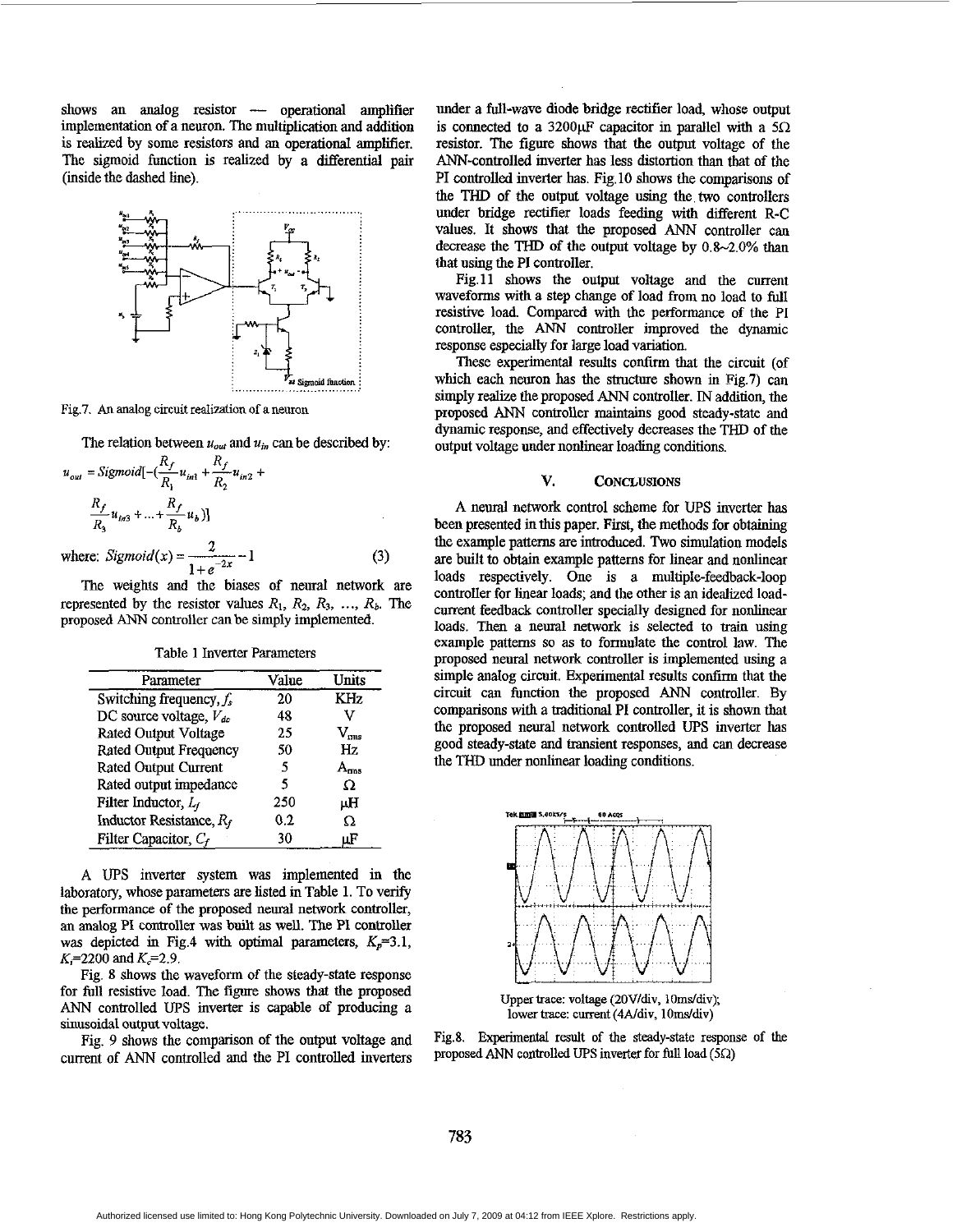shows an analog resistor — operational amplifier implementation of a neuron. The multiplication and addition is realized by some resistors and an operational amplifier. The sigmoid function is realized by a differential pair (inside the dashed line).

Fig.7. An analog circuit realization of a neuron

The relation between $u_{out}$ and $u_{in}$ can be described by:

$$u_{out} = Sigmoid[-(\frac{R_f}{R_1}u_{in1} + \frac{R_f}{R_2}u_{in2} + \frac{R_f}{R_3}u_{in3} + ... + \frac{R_f}{R_b}u_b)]$$

where: $$Sigmoid(x) = \frac{2}{1+e^{-2x}} - 1 \tag{3}$$

The weights and the biases of neural network are represented by the resistor values $R_1$, $R_2$, $R_3$, ..., $R_b$. The proposed ANN controller can be simply implemented.

Table 1 Inverter Parameters

| Parameter | Value | Units |
|---|---|---|
| Switching frequency, $f_s$ | 20 | KHz |
| DC source voltage, $V_{dc}$ | 48 | V |
| Rated Output Voltage | 25 | $V_{rms}$ |
| Rated Output Frequency | 50 | Hz |
| Rated Output Current | 5 | $A_{rms}$ |
| Rated output impedance | 5 | Ω |
| Filter Inductor, $L_f$ | 250 | μH |
| Inductor Resistance, $R_f$ | 0.2 | Ω |
| Filter Capacitor, $C_f$ | 30 | μF |

A UPS inverter system was implemented in the laboratory, whose parameters are listed in Table 1. To verify the performance of the proposed neural network controller, an analog PI controller was built as well. The PI controller was depicted in Fig.4 with optimal parameters, $K_p$=3.1, $K_i$=2200 and $K_c$=2.9.

Fig. 8 shows the waveform of the steady-state response for full resistive load. The figure shows that the proposed ANN controlled UPS inverter is capable of producing a sinusoidal output voltage.

Fig. 9 shows the comparison of the output voltage and current of ANN controlled and the PI controlled inverters under a full-wave diode bridge rectifier load, whose output is connected to a 3200μF capacitor in parallel with a 5Ω resistor. The figure shows that the output voltage of the ANN-controlled inverter has less distortion than that of the PI controlled inverter has. Fig.10 shows the comparisons of the THD of the output voltage using the two controllers under bridge rectifier loads feeding with different R-C values. It shows that the proposed ANN controller can decrease the THD of the output voltage by 0.8~2.0% than that using the PI controller.

Fig.11 shows the output voltage and the current waveforms with a step change of load from no load to full resistive load. Compared with the performance of the PI controller, the ANN controller improved the dynamic response especially for large load variation.

These experimental results confirm that the circuit (of which each neuron has the structure shown in Fig.7) can simply realize the proposed ANN controller. IN addition, the proposed ANN controller maintains good steady-state and dynamic response, and effectively decreases the THD of the output voltage under nonlinear loading conditions.

## V. CONCLUSIONS

A neural network control scheme for UPS inverter has been presented in this paper. First, the methods for obtaining the example patterns are introduced. Two simulation models are built to obtain example patterns for linear and nonlinear loads respectively. One is a multiple-feedback-loop controller for linear loads; and the other is an idealized load-current feedback controller specially designed for nonlinear loads. Then a neural network is selected to train using example patterns so as to formulate the control law. The proposed neural network controller is implemented using a simple analog circuit. Experimental results confirm that the circuit can function the proposed ANN controller. By comparisons with a traditional PI controller, it is shown that the proposed neural network controlled UPS inverter has good steady-state and transient responses, and can decrease the THD under nonlinear loading conditions.

Upper trace: voltage (20V/div, 10ms/div);
lower trace: current (4A/div, 10ms/div)

Fig.8. Experimental result of the steady-state response of the proposed ANN controlled UPS inverter for full load (5Ω)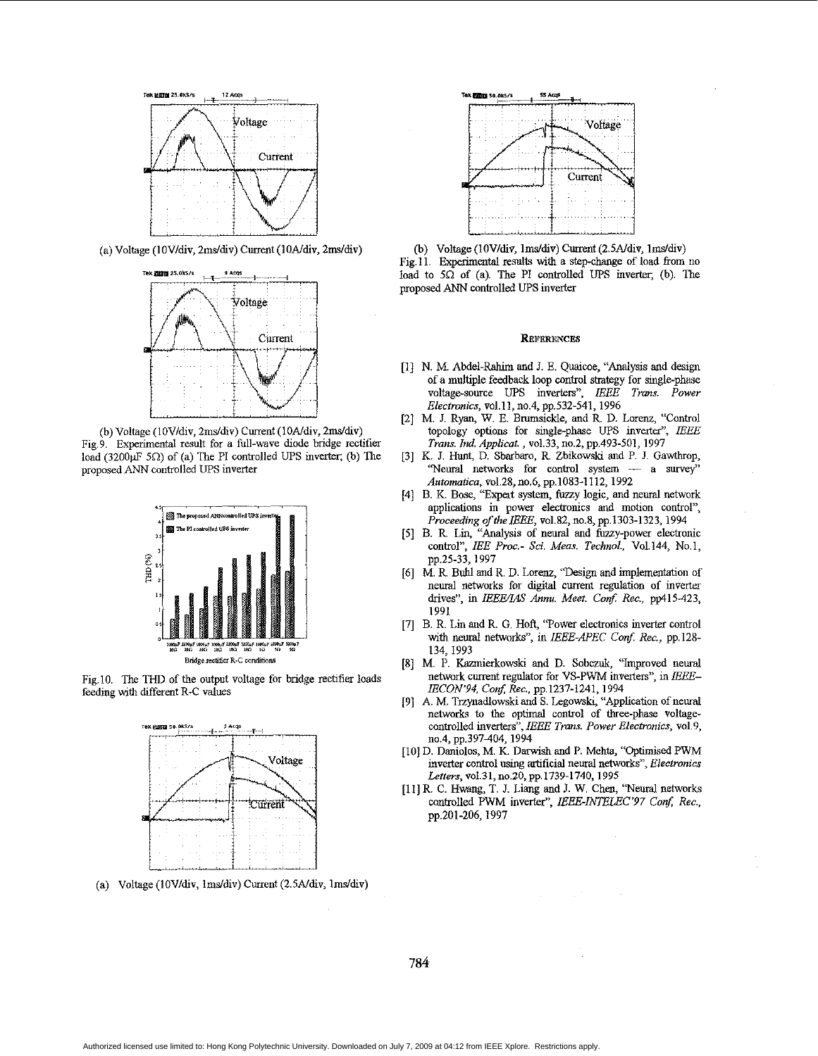Tek 25.0kS/s 12 Acqs

Voltage

Current

(a) Voltage (10V/div, 2ms/div) Current (10A/div, 2ms/div)

Tek 25.0kS/s 9 Acqs

Voltage

Current

(b) Voltage (10V/div, 2ms/div) Current (10A/div, 2ms/div)

Fig.9. Experimental result for a full-wave diode bridge rectifier load (3200μF 5Ω) of (a) The PI controlled UPS inverter; (b) The proposed ANN controlled UPS inverter

The proposed ANN-controlled UPS inverter

The PI controlled UPS inverter

THD (%)

Bridge rectifier R-C conditions

Fig.10. The THD of the output voltage for bridge rectifier loads feeding with different R-C values

Tek 50.0kS/s 3 Acqs

Voltage

Current

(a) Voltage (10V/div, 1ms/div) Current (2.5A/div, 1ms/div)

Tek 50.0kS/s 55 Acqs

Voltage

Current

(b) Voltage (10V/div, 1ms/div) Current (2.5A/div, 1ms/div)

Fig.11. Experimental results with a step-change of load from no load to 5Ω of (a). The PI controlled UPS inverter; (b). The proposed ANN controlled UPS inverter

## References

[1] N. M. Abdel-Rahim and J. E. Quaicoe, "Analysis and design of a multiple feedback loop control strategy for single-phase voltage-source UPS inverters", *IEEE Trans. Power Electronics*, vol.11, no.4, pp.532-541, 1996

[2] M. J. Ryan, W. E. Brumsickle, and R. D. Lorenz, "Control topology options for single-phase UPS inverter", *IEEE Trans. Ind. Applicat.*, vol.33, no.2, pp.493-501, 1997

[3] K. J. Hunt, D. Sbarbaro, R. Zbikowski and P. J. Gawthrop, "Neural networks for control system — a survey" *Automatica*, vol.28, no.6, pp.1083-1112, 1992

[4] B. K. Bose, "Expert system, fuzzy logic, and neural network applications in power electronics and motion control", *Proceeding of the IEEE*, vol.82, no.8, pp.1303-1323, 1994

[5] B. R. Lin, "Analysis of neural and fuzzy-power electronic control", *IEE Proc.- Sci. Meas. Technol.*, Vol.144, No.1, pp.25-33, 1997

[6] M. R. Buhl and R. D. Lorenz, "Design and implementation of neural networks for digital current regulation of inverter drives", in *IEEE/IAS Annu. Meet. Conf. Rec.*, pp415-423, 1991

[7] B. R. Lin and R. G. Hoft, "Power electronics inverter control with neural networks", in *IEEE-APEC Conf. Rec.*, pp.128-134, 1993

[8] M. P. Kazmierkowski and D. Sobczuk, "Improved neural network current regulator for VS-PWM inverters", in *IEEE–IECON'94, Conf. Rec.*, pp.1237-1241, 1994

[9] A. M. Trzynadlowski and S. Legowski, "Application of neural networks to the optimal control of three-phase voltage-controlled inverters", *IEEE Trans. Power Electronics*, vol.9, no.4, pp.397-404, 1994

[10] D. Daniolos, M. K. Darwish and P. Mehta, "Optimised PWM inverter control using artificial neural networks", *Electronics Letters*, vol.31, no.20, pp.1739-1740, 1995

[11] R. C. Hwang, T. J. Liang and J. W. Chen, "Neural networks controlled PWM inverter", *IEEE-INTELEC'97 Conf. Rec.*, pp.201-206, 1997